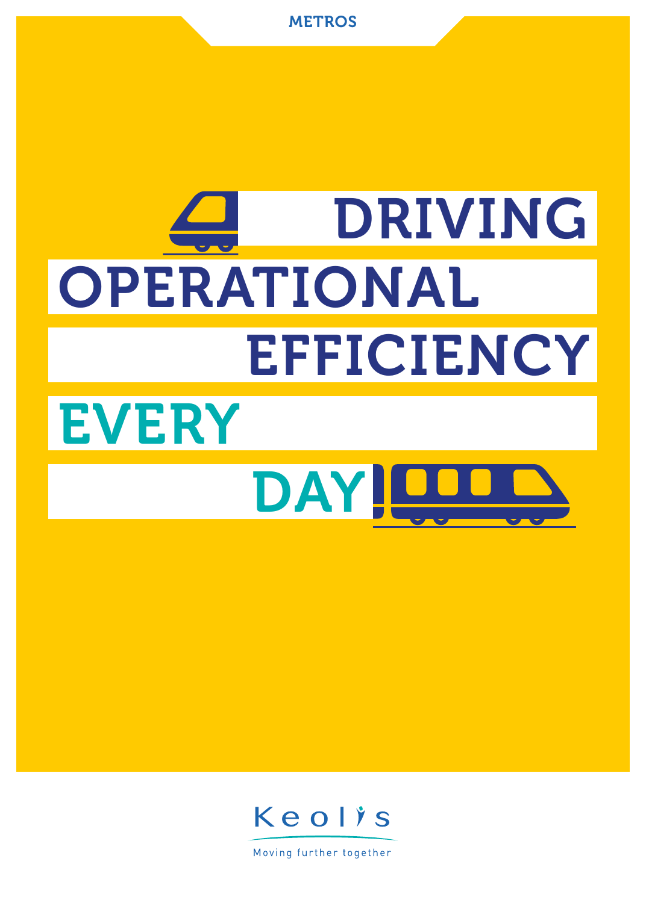METROS

# DRIVING OPERATIONAL EFFICIENCY EVERY DAY!

Keolis

Moving further together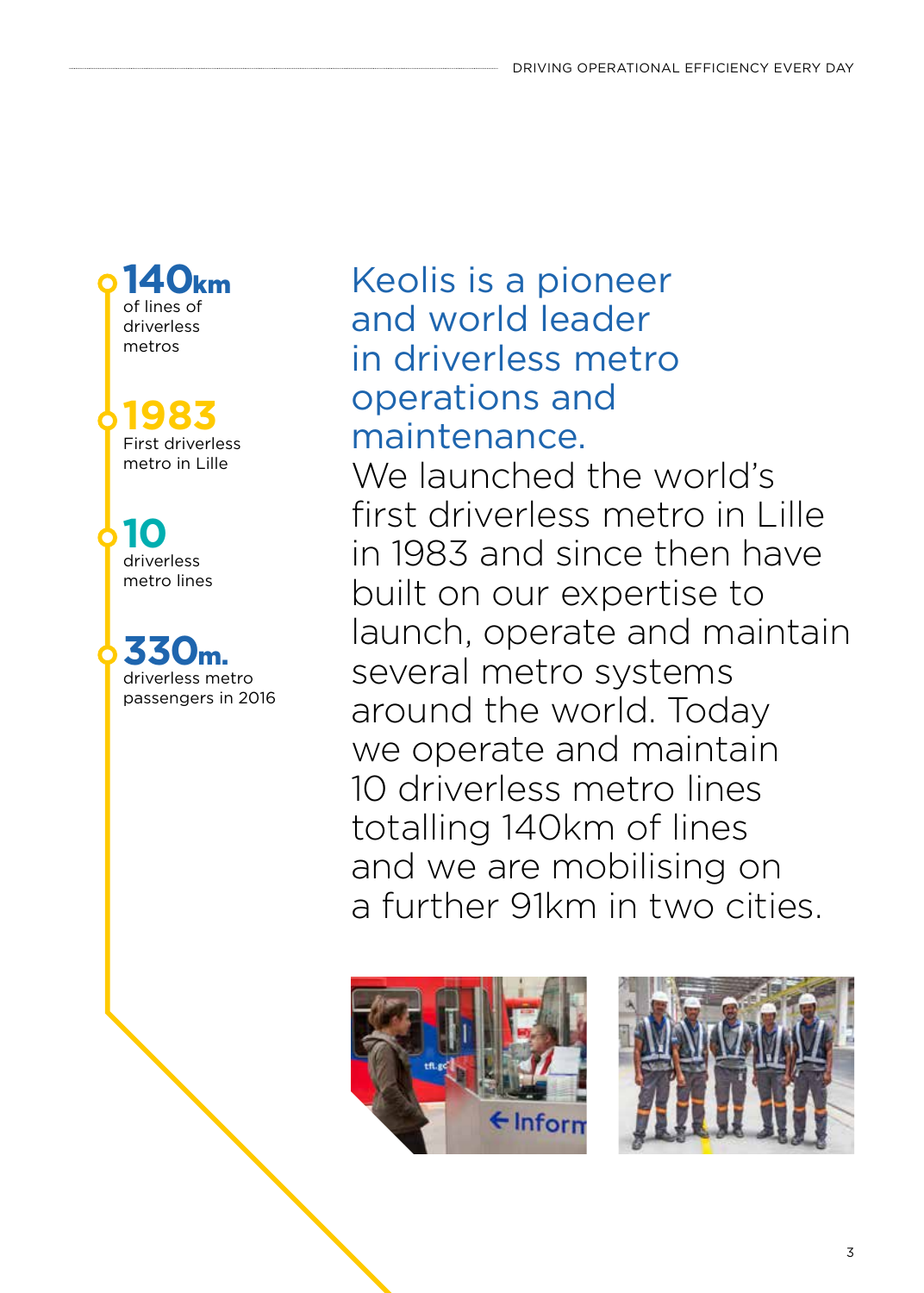**140km**
of lines of driverless metros

**1983**
First driverless metro in Lille

**10**
driverless metro lines

**330m.**
driverless metro passengers in 2016

## Keolis is a pioneer and world leader in driverless metro operations and maintenance.

We launched the world's first driverless metro in Lille in 1983 and since then have built on our expertise to launch, operate and maintain several metro systems around the world. Today we operate and maintain 10 driverless metro lines totalling 140km of lines and we are mobilising on a further 91km in two cities.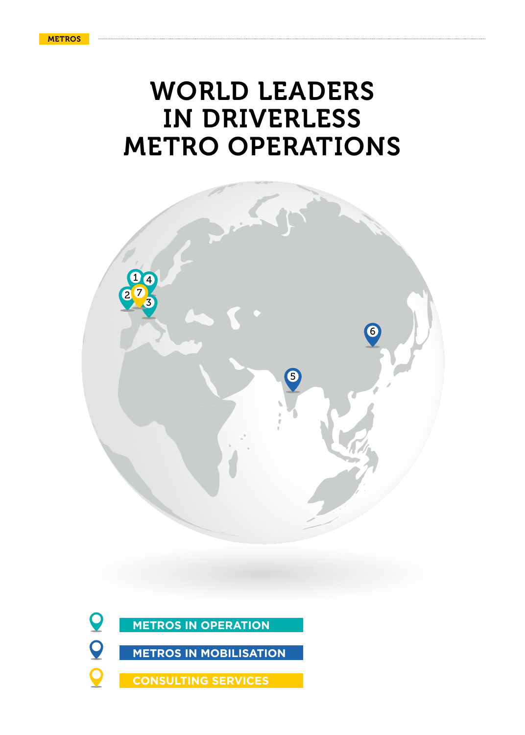# WORLD LEADERS IN DRIVERLESS METRO OPERATIONS

1 2 3 4 5 6 7

METROS IN OPERATION

METROS IN MOBILISATION

CONSULTING SERVICES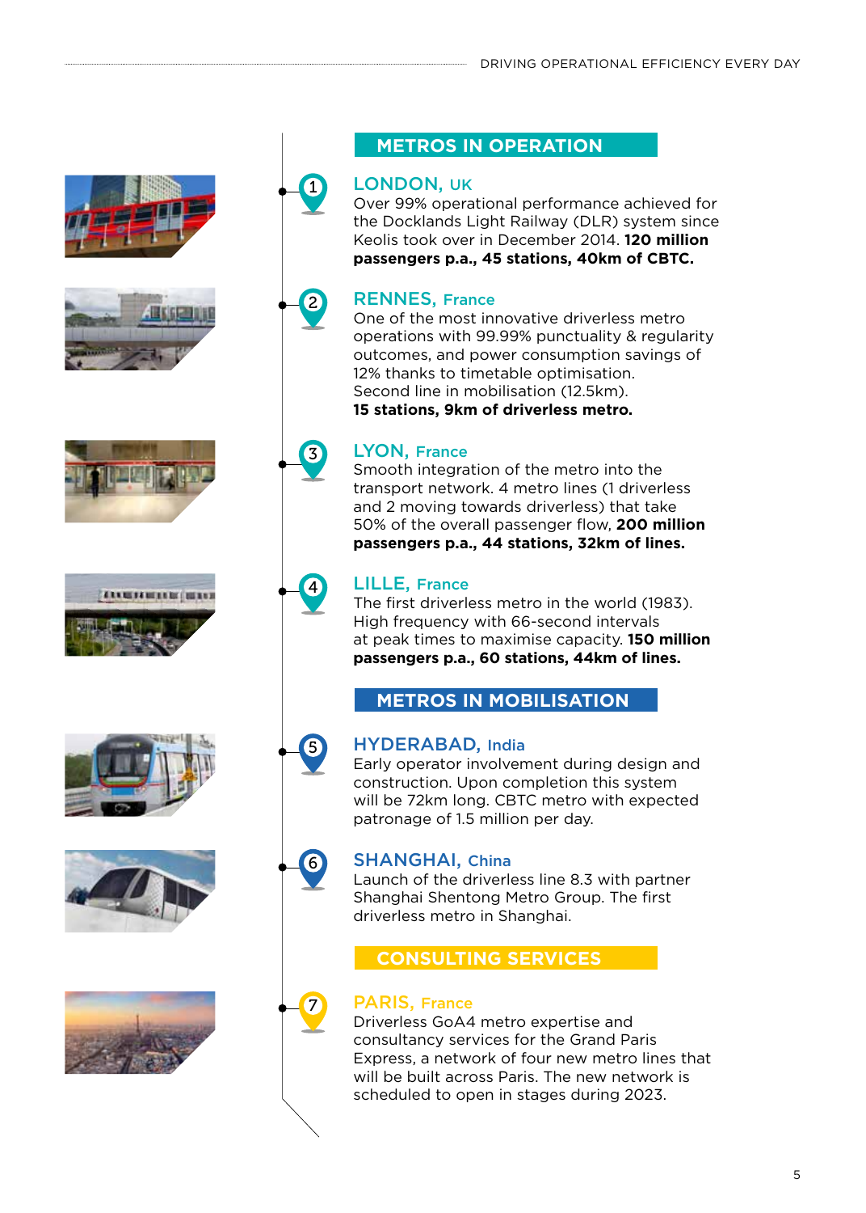## METROS IN OPERATION

### 1 LONDON, UK

Over 99% operational performance achieved for the Docklands Light Railway (DLR) system since Keolis took over in December 2014. **120 million passengers p.a., 45 stations, 40km of CBTC.**

### 2 RENNES, France

One of the most innovative driverless metro operations with 99.99% punctuality & regularity outcomes, and power consumption savings of 12% thanks to timetable optimisation. Second line in mobilisation (12.5km). **15 stations, 9km of driverless metro.**

### 3 LYON, France

Smooth integration of the metro into the transport network. 4 metro lines (1 driverless and 2 moving towards driverless) that take 50% of the overall passenger flow, **200 million passengers p.a., 44 stations, 32km of lines.**

### 4 LILLE, France

The first driverless metro in the world (1983). High frequency with 66-second intervals at peak times to maximise capacity. **150 million passengers p.a., 60 stations, 44km of lines.**

## METROS IN MOBILISATION

### 5 HYDERABAD, India

Early operator involvement during design and construction. Upon completion this system will be 72km long. CBTC metro with expected patronage of 1.5 million per day.

### 6 SHANGHAI, China

Launch of the driverless line 8.3 with partner Shanghai Shentong Metro Group. The first driverless metro in Shanghai.

## CONSULTING SERVICES

### 7 PARIS, France

Driverless GoA4 metro expertise and consultancy services for the Grand Paris Express, a network of four new metro lines that will be built across Paris. The new network is scheduled to open in stages during 2023.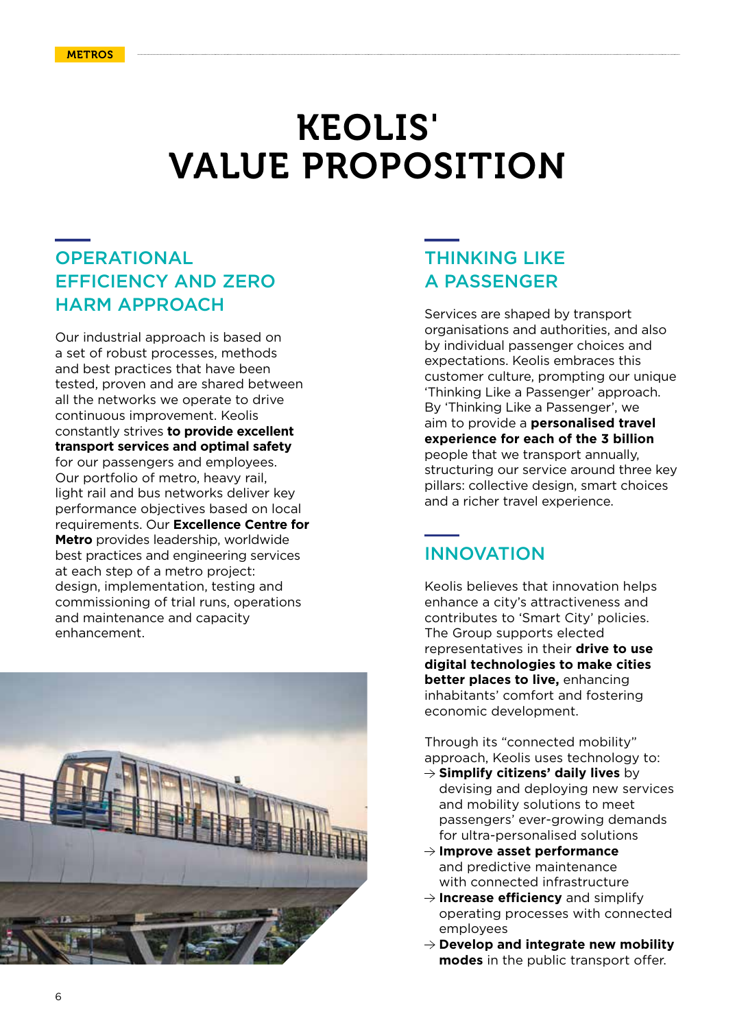# KEOLIS' VALUE PROPOSITION

## OPERATIONAL EFFICIENCY AND ZERO HARM APPROACH

Our industrial approach is based on a set of robust processes, methods and best practices that have been tested, proven and are shared between all the networks we operate to drive continuous improvement. Keolis constantly strives **to provide excellent transport services and optimal safety** for our passengers and employees. Our portfolio of metro, heavy rail, light rail and bus networks deliver key performance objectives based on local requirements. Our **Excellence Centre for Metro** provides leadership, worldwide best practices and engineering services at each step of a metro project: design, implementation, testing and commissioning of trial runs, operations and maintenance and capacity enhancement.

## THINKING LIKE A PASSENGER

Services are shaped by transport organisations and authorities, and also by individual passenger choices and expectations. Keolis embraces this customer culture, prompting our unique 'Thinking Like a Passenger' approach. By 'Thinking Like a Passenger', we aim to provide a **personalised travel experience for each of the 3 billion** people that we transport annually, structuring our service around three key pillars: collective design, smart choices and a richer travel experience.

## INNOVATION

Keolis believes that innovation helps enhance a city's attractiveness and contributes to 'Smart City' policies. The Group supports elected representatives in their **drive to use digital technologies to make cities better places to live,** enhancing inhabitants' comfort and fostering economic development.

Through its "connected mobility" approach, Keolis uses technology to:

- → **Simplify citizens' daily lives** by devising and deploying new services and mobility solutions to meet passengers' ever-growing demands for ultra-personalised solutions
- → **Improve asset performance** and predictive maintenance with connected infrastructure
- → **Increase efficiency** and simplify operating processes with connected employees
- → **Develop and integrate new mobility modes** in the public transport offer.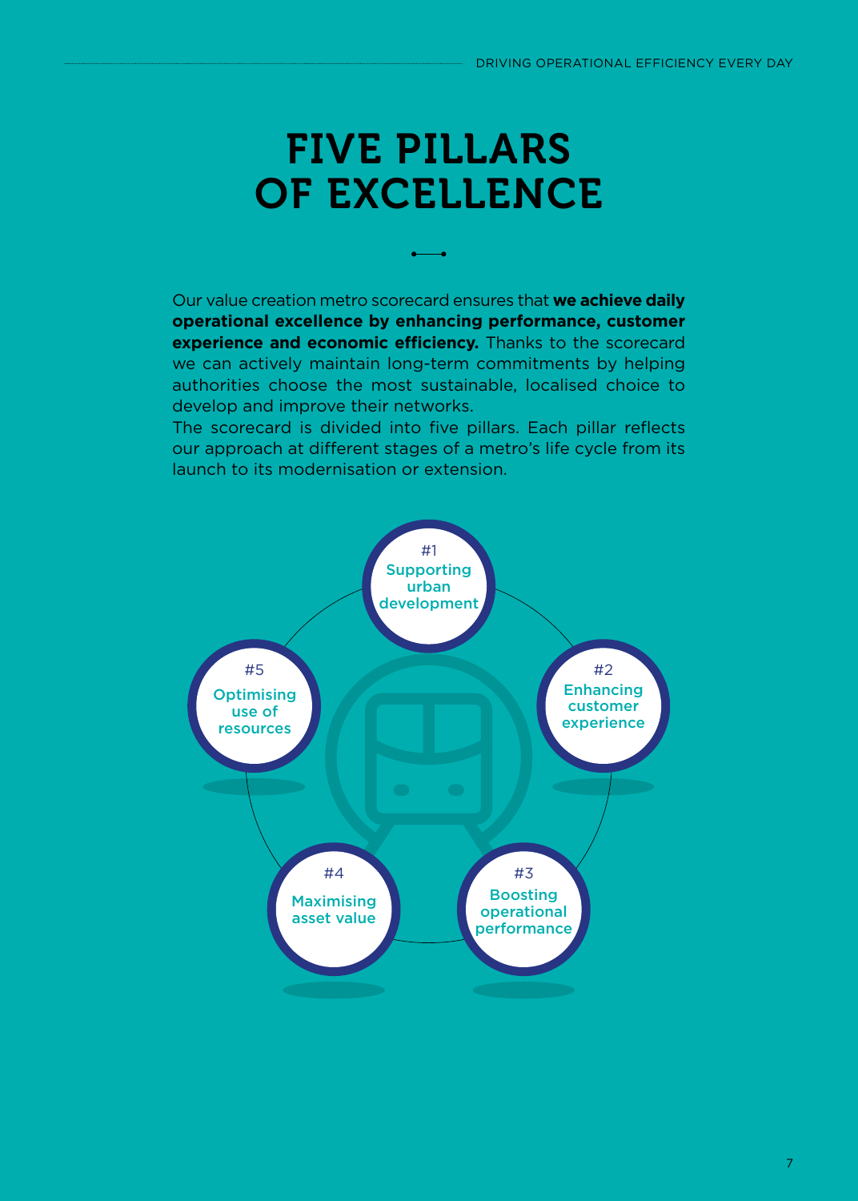# FIVE PILLARS OF EXCELLENCE

Our value creation metro scorecard ensures that **we achieve daily operational excellence by enhancing performance, customer experience and economic efficiency.** Thanks to the scorecard we can actively maintain long-term commitments by helping authorities choose the most sustainable, localised choice to develop and improve their networks.

The scorecard is divided into five pillars. Each pillar reflects our approach at different stages of a metro's life cycle from its launch to its modernisation or extension.

#1 Supporting urban development

#2 Enhancing customer experience

#3 Boosting operational performance

#4 Maximising asset value

#5 Optimising use of resources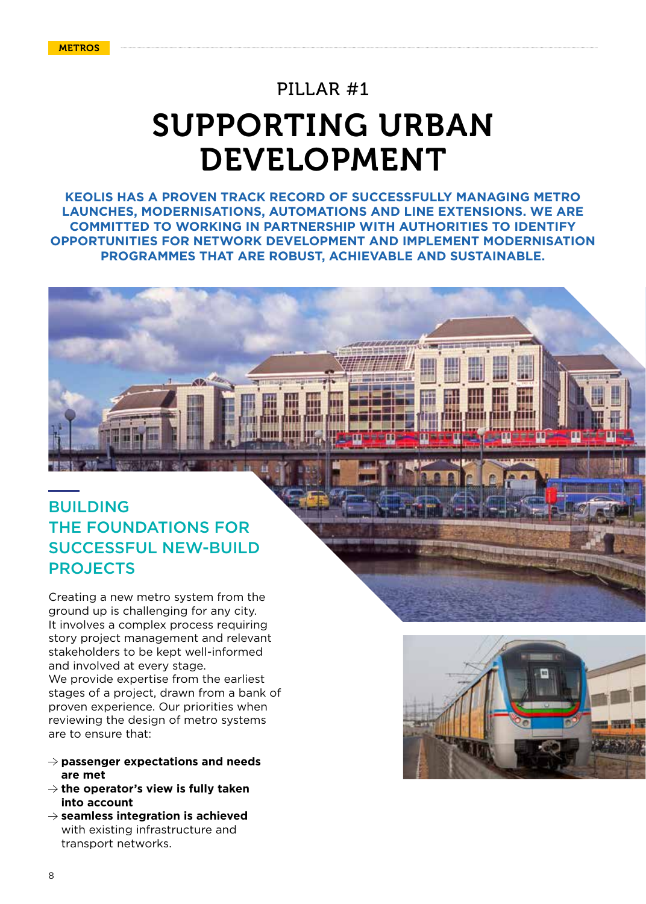METROS

# PILLAR #1

# SUPPORTING URBAN DEVELOPMENT

**KEOLIS HAS A PROVEN TRACK RECORD OF SUCCESSFULLY MANAGING METRO LAUNCHES, MODERNISATIONS, AUTOMATIONS AND LINE EXTENSIONS. WE ARE COMMITTED TO WORKING IN PARTNERSHIP WITH AUTHORITIES TO IDENTIFY OPPORTUNITIES FOR NETWORK DEVELOPMENT AND IMPLEMENT MODERNISATION PROGRAMMES THAT ARE ROBUST, ACHIEVABLE AND SUSTAINABLE.**

## BUILDING THE FOUNDATIONS FOR SUCCESSFUL NEW-BUILD PROJECTS

Creating a new metro system from the ground up is challenging for any city. It involves a complex process requiring story project management and relevant stakeholders to be kept well-informed and involved at every stage.
We provide expertise from the earliest stages of a project, drawn from a bank of proven experience. Our priorities when reviewing the design of metro systems are to ensure that:

- → **passenger expectations and needs are met**
- → **the operator's view is fully taken into account**
- → **seamless integration is achieved** with existing infrastructure and transport networks.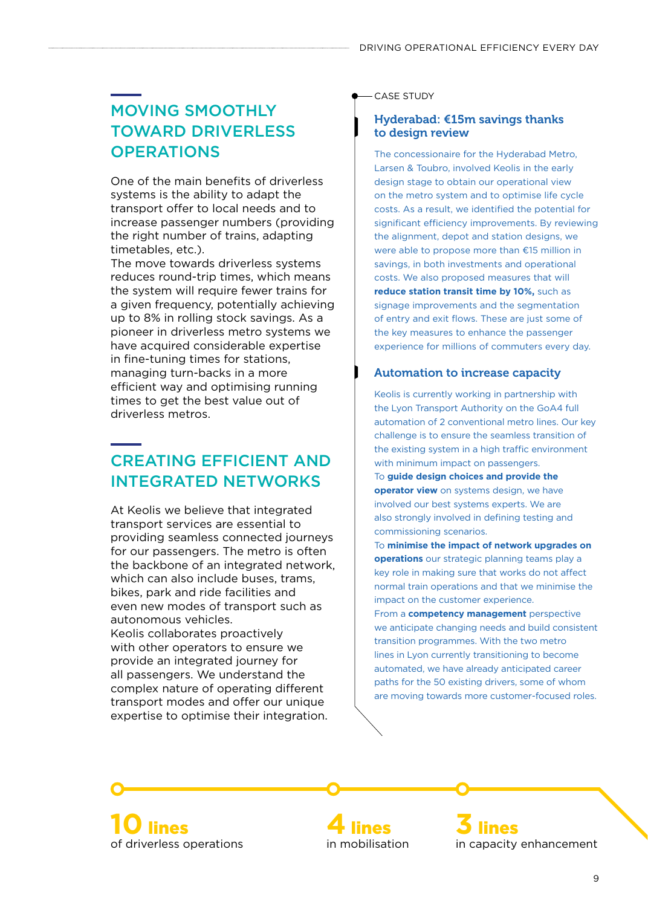## MOVING SMOOTHLY TOWARD DRIVERLESS OPERATIONS

One of the main benefits of driverless systems is the ability to adapt the transport offer to local needs and to increase passenger numbers (providing the right number of trains, adapting timetables, etc.).
The move towards driverless systems reduces round-trip times, which means the system will require fewer trains for a given frequency, potentially achieving up to 8% in rolling stock savings. As a pioneer in driverless metro systems we have acquired considerable expertise in fine-tuning times for stations, managing turn-backs in a more efficient way and optimising running times to get the best value out of driverless metros.

## CREATING EFFICIENT AND INTEGRATED NETWORKS

At Keolis we believe that integrated transport services are essential to providing seamless connected journeys for our passengers. The metro is often the backbone of an integrated network, which can also include buses, trams, bikes, park and ride facilities and even new modes of transport such as autonomous vehicles.
Keolis collaborates proactively with other operators to ensure we provide an integrated journey for all passengers. We understand the complex nature of operating different transport modes and offer our unique expertise to optimise their integration.

CASE STUDY

### Hyderabad: €15m savings thanks to design review

The concessionaire for the Hyderabad Metro, Larsen & Toubro, involved Keolis in the early design stage to obtain our operational view on the metro system and to optimise life cycle costs. As a result, we identified the potential for significant efficiency improvements. By reviewing the alignment, depot and station designs, we were able to propose more than €15 million in savings, in both investments and operational costs. We also proposed measures that will **reduce station transit time by 10%,** such as signage improvements and the segmentation of entry and exit flows. These are just some of the key measures to enhance the passenger experience for millions of commuters every day.

### Automation to increase capacity

Keolis is currently working in partnership with the Lyon Transport Authority on the GoA4 full automation of 2 conventional metro lines. Our key challenge is to ensure the seamless transition of the existing system in a high traffic environment with minimum impact on passengers.
To **guide design choices and provide the operator view** on systems design, we have involved our best systems experts. We are also strongly involved in defining testing and commissioning scenarios.
To **minimise the impact of network upgrades on operations** our strategic planning teams play a key role in making sure that works do not affect normal train operations and that we minimise the impact on the customer experience.
From a **competency management** perspective we anticipate changing needs and build consistent transition programmes. With the two metro lines in Lyon currently transitioning to become automated, we have already anticipated career paths for the 50 existing drivers, some of whom are moving towards more customer-focused roles.

**10 lines** of driverless operations

**4 lines** in mobilisation

**3 lines** in capacity enhancement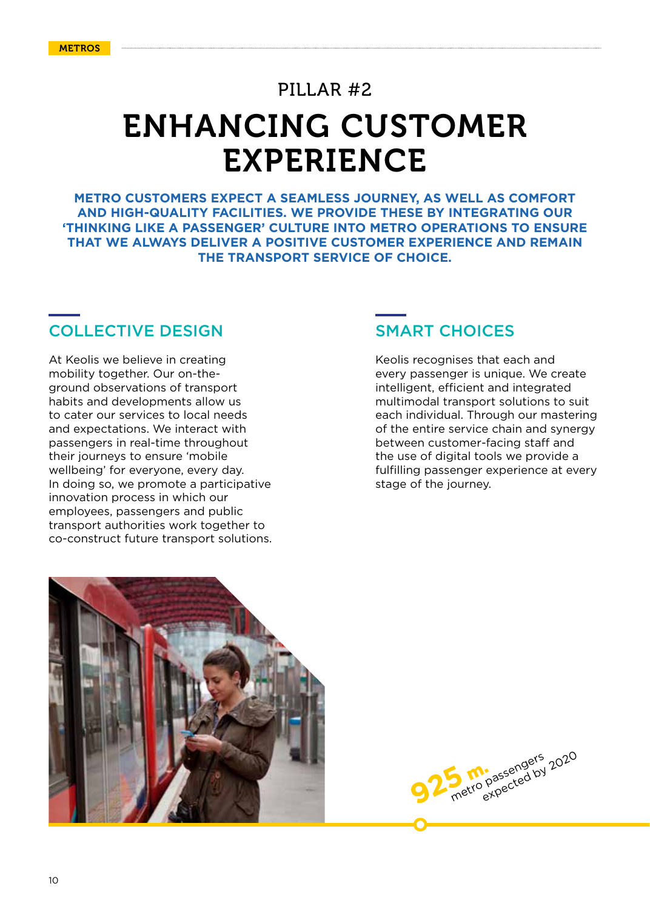PILLAR #2

# ENHANCING CUSTOMER EXPERIENCE

**METRO CUSTOMERS EXPECT A SEAMLESS JOURNEY, AS WELL AS COMFORT AND HIGH-QUALITY FACILITIES. WE PROVIDE THESE BY INTEGRATING OUR 'THINKING LIKE A PASSENGER' CULTURE INTO METRO OPERATIONS TO ENSURE THAT WE ALWAYS DELIVER A POSITIVE CUSTOMER EXPERIENCE AND REMAIN THE TRANSPORT SERVICE OF CHOICE.**

## COLLECTIVE DESIGN

At Keolis we believe in creating mobility together. Our on-the-ground observations of transport habits and developments allow us to cater our services to local needs and expectations. We interact with passengers in real-time throughout their journeys to ensure 'mobile wellbeing' for everyone, every day. In doing so, we promote a participative innovation process in which our employees, passengers and public transport authorities work together to co-construct future transport solutions.

## SMART CHOICES

Keolis recognises that each and every passenger is unique. We create intelligent, efficient and integrated multimodal transport solutions to suit each individual. Through our mastering of the entire service chain and synergy between customer-facing staff and the use of digital tools we provide a fulfilling passenger experience at every stage of the journey.

**925 m.** metro passengers expected by 2020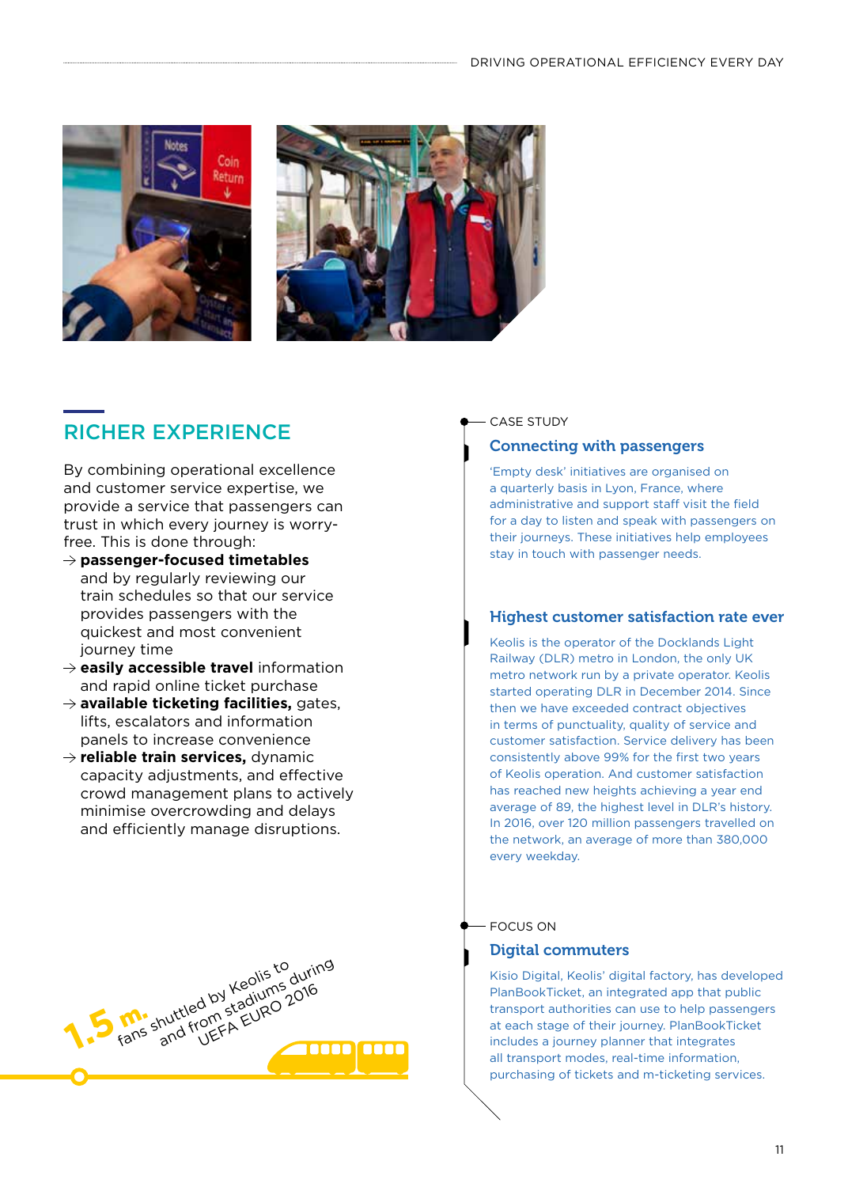## RICHER EXPERIENCE

By combining operational excellence and customer service expertise, we provide a service that passengers can trust in which every journey is worry-free. This is done through:

- → **passenger-focused timetables** and by regularly reviewing our train schedules so that our service provides passengers with the quickest and most convenient journey time
- → **easily accessible travel** information and rapid online ticket purchase
- → **available ticketing facilities,** gates, lifts, escalators and information panels to increase convenience
- → **reliable train services,** dynamic capacity adjustments, and effective crowd management plans to actively minimise overcrowding and delays and efficiently manage disruptions.

**1.5 m.** fans shuttled by Keolis to and from stadiums during UEFA EURO 2016

CASE STUDY

### Connecting with passengers

'Empty desk' initiatives are organised on a quarterly basis in Lyon, France, where administrative and support staff visit the field for a day to listen and speak with passengers on their journeys. These initiatives help employees stay in touch with passenger needs.

### Highest customer satisfaction rate ever

Keolis is the operator of the Docklands Light Railway (DLR) metro in London, the only UK metro network run by a private operator. Keolis started operating DLR in December 2014. Since then we have exceeded contract objectives in terms of punctuality, quality of service and customer satisfaction. Service delivery has been consistently above 99% for the first two years of Keolis operation. And customer satisfaction has reached new heights achieving a year end average of 89, the highest level in DLR's history. In 2016, over 120 million passengers travelled on the network, an average of more than 380,000 every weekday.

FOCUS ON

### Digital commuters

Kisio Digital, Keolis' digital factory, has developed PlanBookTicket, an integrated app that public transport authorities can use to help passengers at each stage of their journey. PlanBookTicket includes a journey planner that integrates all transport modes, real-time information, purchasing of tickets and m-ticketing services.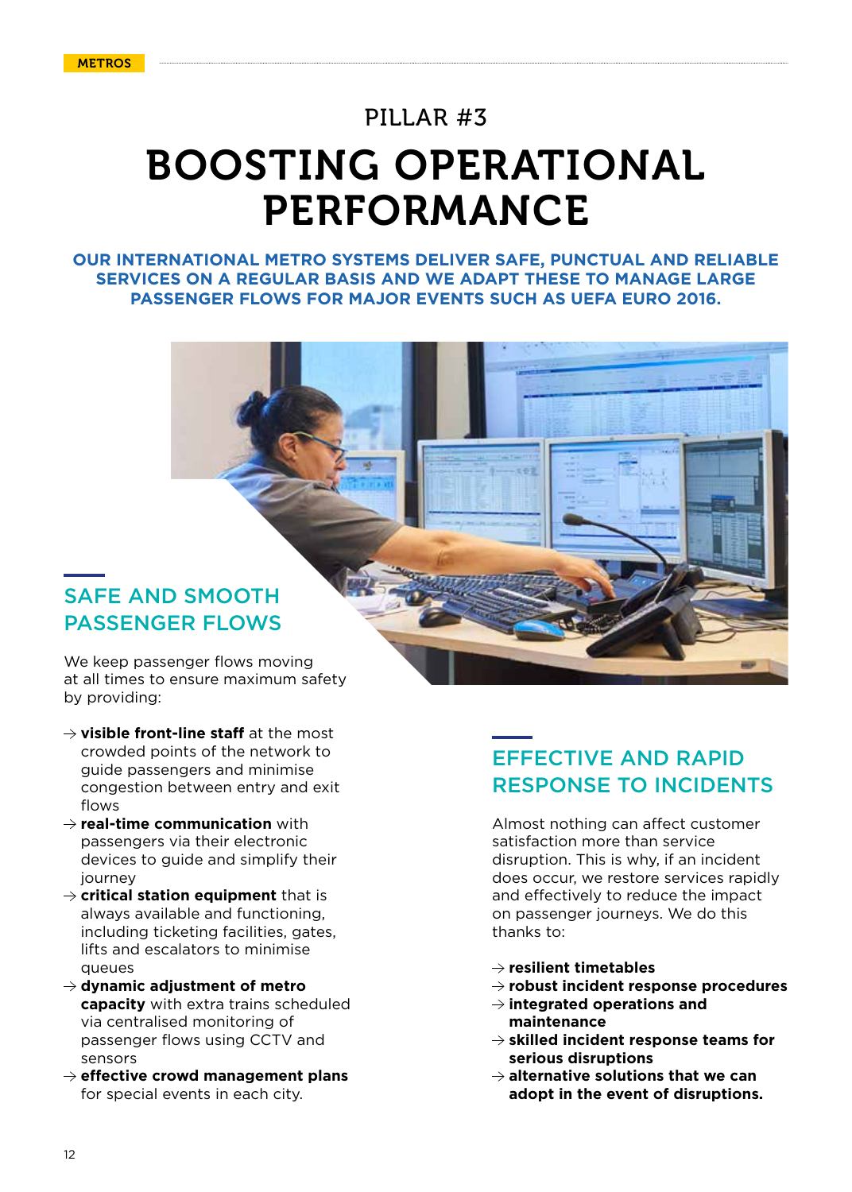METROS

PILLAR #3

# BOOSTING OPERATIONAL PERFORMANCE

**OUR INTERNATIONAL METRO SYSTEMS DELIVER SAFE, PUNCTUAL AND RELIABLE SERVICES ON A REGULAR BASIS AND WE ADAPT THESE TO MANAGE LARGE PASSENGER FLOWS FOR MAJOR EVENTS SUCH AS UEFA EURO 2016.**

## SAFE AND SMOOTH PASSENGER FLOWS

We keep passenger flows moving at all times to ensure maximum safety by providing:

- → **visible front-line staff** at the most crowded points of the network to guide passengers and minimise congestion between entry and exit flows
- → **real-time communication** with passengers via their electronic devices to guide and simplify their journey
- → **critical station equipment** that is always available and functioning, including ticketing facilities, gates, lifts and escalators to minimise queues
- → **dynamic adjustment of metro capacity** with extra trains scheduled via centralised monitoring of passenger flows using CCTV and sensors
- → **effective crowd management plans** for special events in each city.

## EFFECTIVE AND RAPID RESPONSE TO INCIDENTS

Almost nothing can affect customer satisfaction more than service disruption. This is why, if an incident does occur, we restore services rapidly and effectively to reduce the impact on passenger journeys. We do this thanks to:

- → **resilient timetables**
- → **robust incident response procedures**
- → **integrated operations and maintenance**
- → **skilled incident response teams for serious disruptions**
- → **alternative solutions that we can adopt in the event of disruptions.**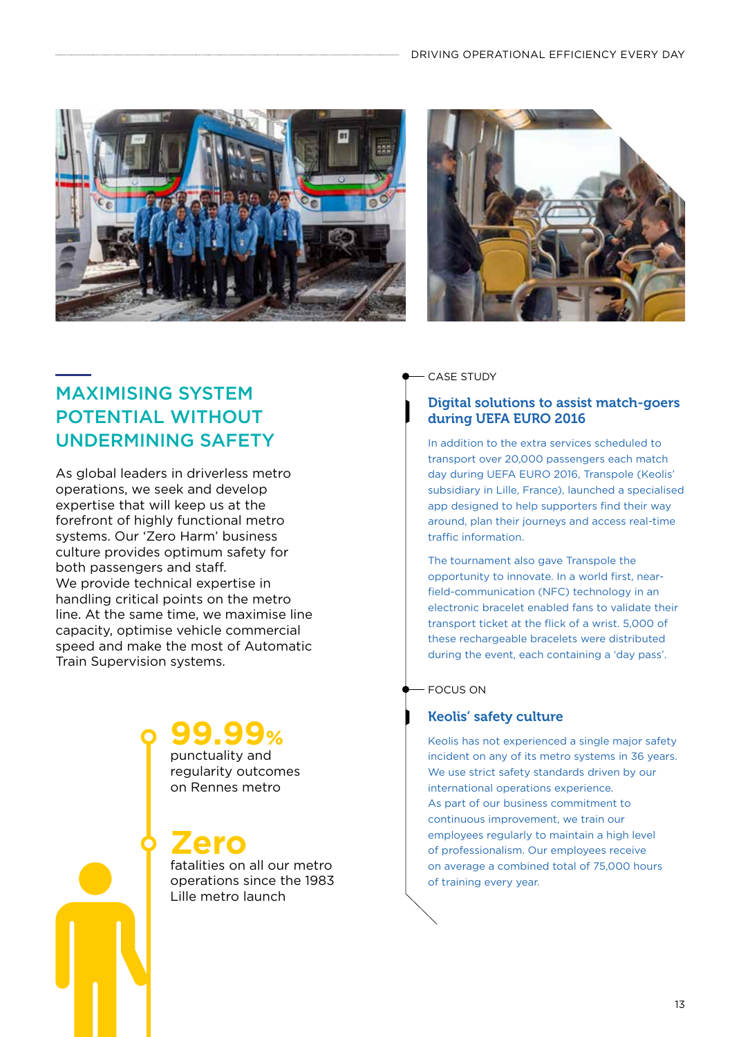## MAXIMISING SYSTEM POTENTIAL WITHOUT UNDERMINING SAFETY

As global leaders in driverless metro operations, we seek and develop expertise that will keep us at the forefront of highly functional metro systems. Our 'Zero Harm' business culture provides optimum safety for both passengers and staff.
We provide technical expertise in handling critical points on the metro line. At the same time, we maximise line capacity, optimise vehicle commercial speed and make the most of Automatic Train Supervision systems.

**99.99%**
punctuality and regularity outcomes on Rennes metro

**Zero**
fatalities on all our metro operations since the 1983 Lille metro launch

CASE STUDY

### Digital solutions to assist match-goers during UEFA EURO 2016

In addition to the extra services scheduled to transport over 20,000 passengers each match day during UEFA EURO 2016, Transpole (Keolis' subsidiary in Lille, France), launched a specialised app designed to help supporters find their way around, plan their journeys and access real-time traffic information.

The tournament also gave Transpole the opportunity to innovate. In a world first, near-field-communication (NFC) technology in an electronic bracelet enabled fans to validate their transport ticket at the flick of a wrist. 5,000 of these rechargeable bracelets were distributed during the event, each containing a 'day pass'.

FOCUS ON

### Keolis' safety culture

Keolis has not experienced a single major safety incident on any of its metro systems in 36 years. We use strict safety standards driven by our international operations experience.
As part of our business commitment to continuous improvement, we train our employees regularly to maintain a high level of professionalism. Our employees receive on average a combined total of 75,000 hours of training every year.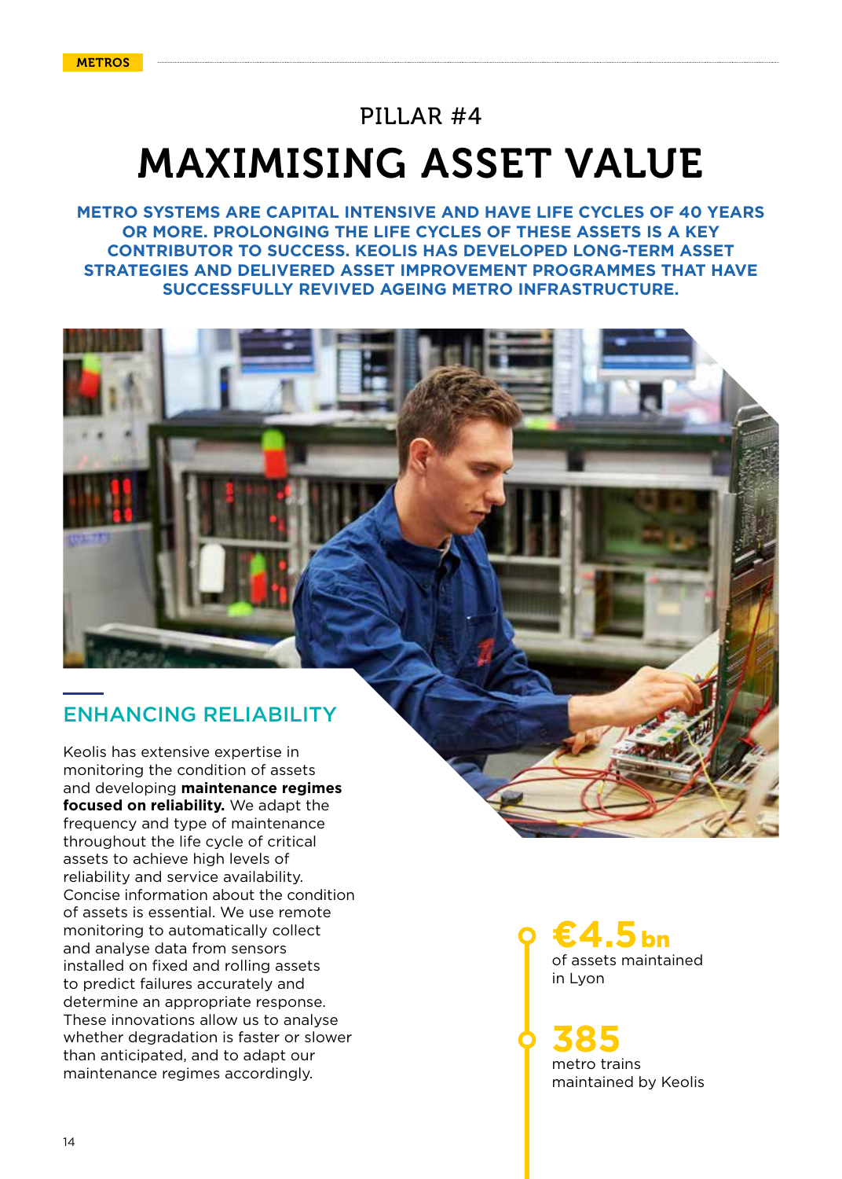METROS

PILLAR #4

# MAXIMISING ASSET VALUE

**METRO SYSTEMS ARE CAPITAL INTENSIVE AND HAVE LIFE CYCLES OF 40 YEARS OR MORE. PROLONGING THE LIFE CYCLES OF THESE ASSETS IS A KEY CONTRIBUTOR TO SUCCESS. KEOLIS HAS DEVELOPED LONG-TERM ASSET STRATEGIES AND DELIVERED ASSET IMPROVEMENT PROGRAMMES THAT HAVE SUCCESSFULLY REVIVED AGEING METRO INFRASTRUCTURE.**

## ENHANCING RELIABILITY

Keolis has extensive expertise in monitoring the condition of assets and developing **maintenance regimes focused on reliability.** We adapt the frequency and type of maintenance throughout the life cycle of critical assets to achieve high levels of reliability and service availability. Concise information about the condition of assets is essential. We use remote monitoring to automatically collect and analyse data from sensors installed on fixed and rolling assets to predict failures accurately and determine an appropriate response. These innovations allow us to analyse whether degradation is faster or slower than anticipated, and to adapt our maintenance regimes accordingly.

**€4.5bn** of assets maintained in Lyon

**385** metro trains maintained by Keolis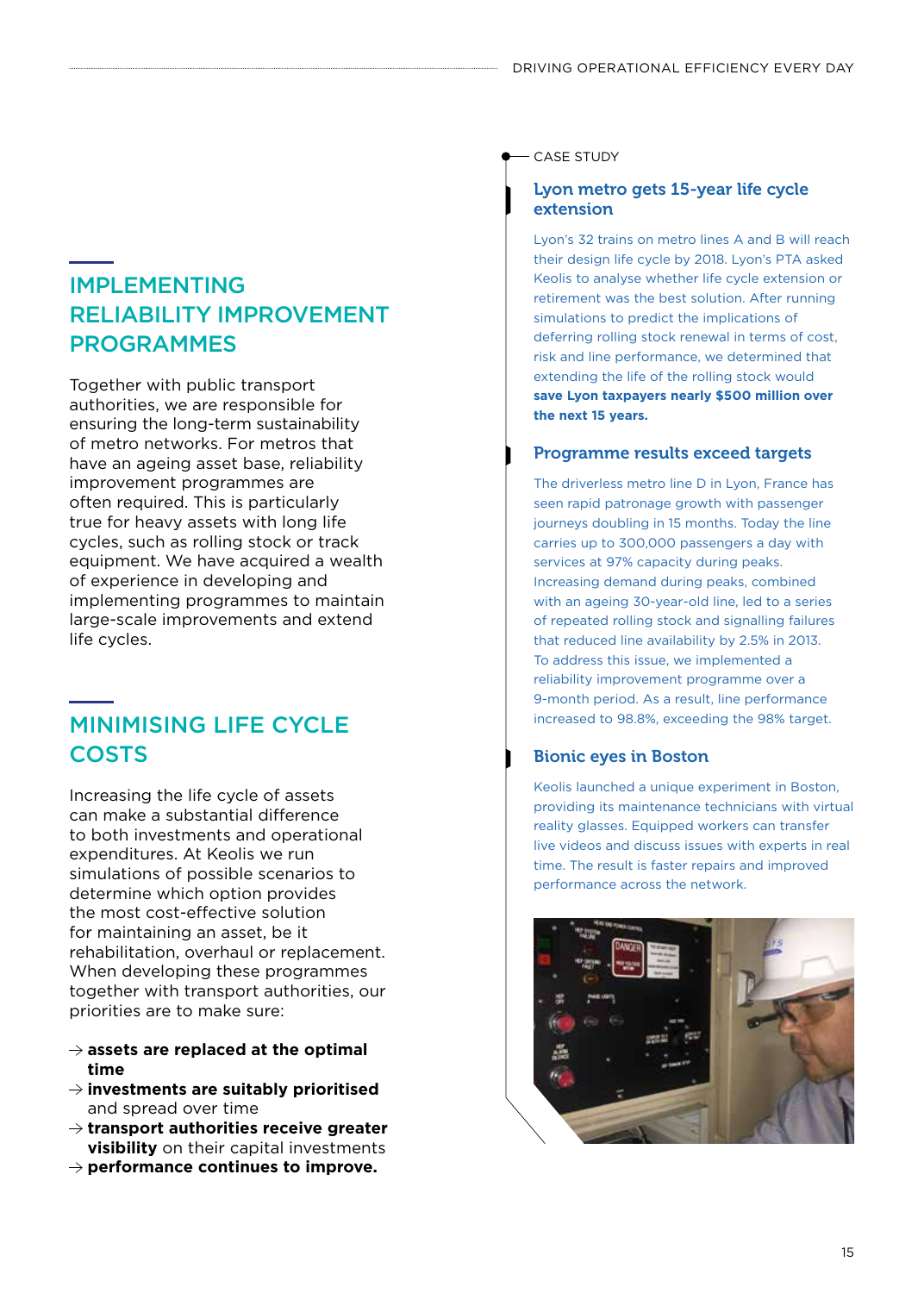## IMPLEMENTING RELIABILITY IMPROVEMENT PROGRAMMES

Together with public transport authorities, we are responsible for ensuring the long-term sustainability of metro networks. For metros that have an ageing asset base, reliability improvement programmes are often required. This is particularly true for heavy assets with long life cycles, such as rolling stock or track equipment. We have acquired a wealth of experience in developing and implementing programmes to maintain large-scale improvements and extend life cycles.

## MINIMISING LIFE CYCLE COSTS

Increasing the life cycle of assets can make a substantial difference to both investments and operational expenditures. At Keolis we run simulations of possible scenarios to determine which option provides the most cost-effective solution for maintaining an asset, be it rehabilitation, overhaul or replacement. When developing these programmes together with transport authorities, our priorities are to make sure:

- → **assets are replaced at the optimal time**
- → **investments are suitably prioritised** and spread over time
- → **transport authorities receive greater visibility** on their capital investments
- → **performance continues to improve.**

CASE STUDY

### Lyon metro gets 15-year life cycle extension

Lyon's 32 trains on metro lines A and B will reach their design life cycle by 2018. Lyon's PTA asked Keolis to analyse whether life cycle extension or retirement was the best solution. After running simulations to predict the implications of deferring rolling stock renewal in terms of cost, risk and line performance, we determined that extending the life of the rolling stock would **save Lyon taxpayers nearly $500 million over the next 15 years.**

### Programme results exceed targets

The driverless metro line D in Lyon, France has seen rapid patronage growth with passenger journeys doubling in 15 months. Today the line carries up to 300,000 passengers a day with services at 97% capacity during peaks. Increasing demand during peaks, combined with an ageing 30-year-old line, led to a series of repeated rolling stock and signalling failures that reduced line availability by 2.5% in 2013. To address this issue, we implemented a reliability improvement programme over a 9-month period. As a result, line performance increased to 98.8%, exceeding the 98% target.

### Bionic eyes in Boston

Keolis launched a unique experiment in Boston, providing its maintenance technicians with virtual reality glasses. Equipped workers can transfer live videos and discuss issues with experts in real time. The result is faster repairs and improved performance across the network.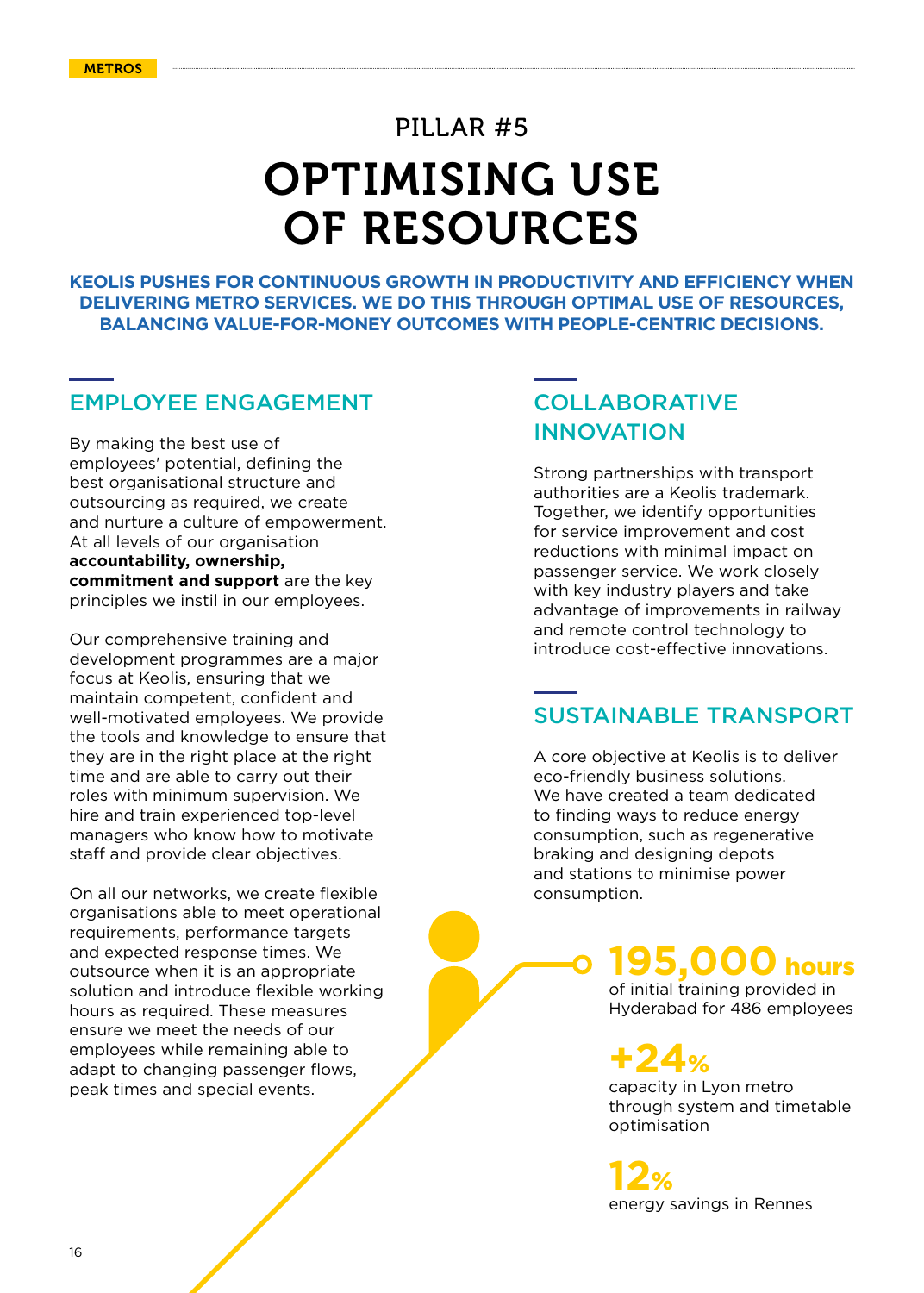METROS

PILLAR #5

# OPTIMISING USE OF RESOURCES

**KEOLIS PUSHES FOR CONTINUOUS GROWTH IN PRODUCTIVITY AND EFFICIENCY WHEN DELIVERING METRO SERVICES. WE DO THIS THROUGH OPTIMAL USE OF RESOURCES, BALANCING VALUE-FOR-MONEY OUTCOMES WITH PEOPLE-CENTRIC DECISIONS.**

## EMPLOYEE ENGAGEMENT

By making the best use of employees' potential, defining the best organisational structure and outsourcing as required, we create and nurture a culture of empowerment. At all levels of our organisation **accountability, ownership, commitment and support** are the key principles we instil in our employees.

Our comprehensive training and development programmes are a major focus at Keolis, ensuring that we maintain competent, confident and well-motivated employees. We provide the tools and knowledge to ensure that they are in the right place at the right time and are able to carry out their roles with minimum supervision. We hire and train experienced top-level managers who know how to motivate staff and provide clear objectives.

On all our networks, we create flexible organisations able to meet operational requirements, performance targets and expected response times. We outsource when it is an appropriate solution and introduce flexible working hours as required. These measures ensure we meet the needs of our employees while remaining able to adapt to changing passenger flows, peak times and special events.

## COLLABORATIVE INNOVATION

Strong partnerships with transport authorities are a Keolis trademark. Together, we identify opportunities for service improvement and cost reductions with minimal impact on passenger service. We work closely with key industry players and take advantage of improvements in railway and remote control technology to introduce cost-effective innovations.

## SUSTAINABLE TRANSPORT

A core objective at Keolis is to deliver eco-friendly business solutions. We have created a team dedicated to finding ways to reduce energy consumption, such as regenerative braking and designing depots and stations to minimise power consumption.

**195,000 hours**
of initial training provided in Hyderabad for 486 employees

**+24%**
capacity in Lyon metro through system and timetable optimisation

**12%**
energy savings in Rennes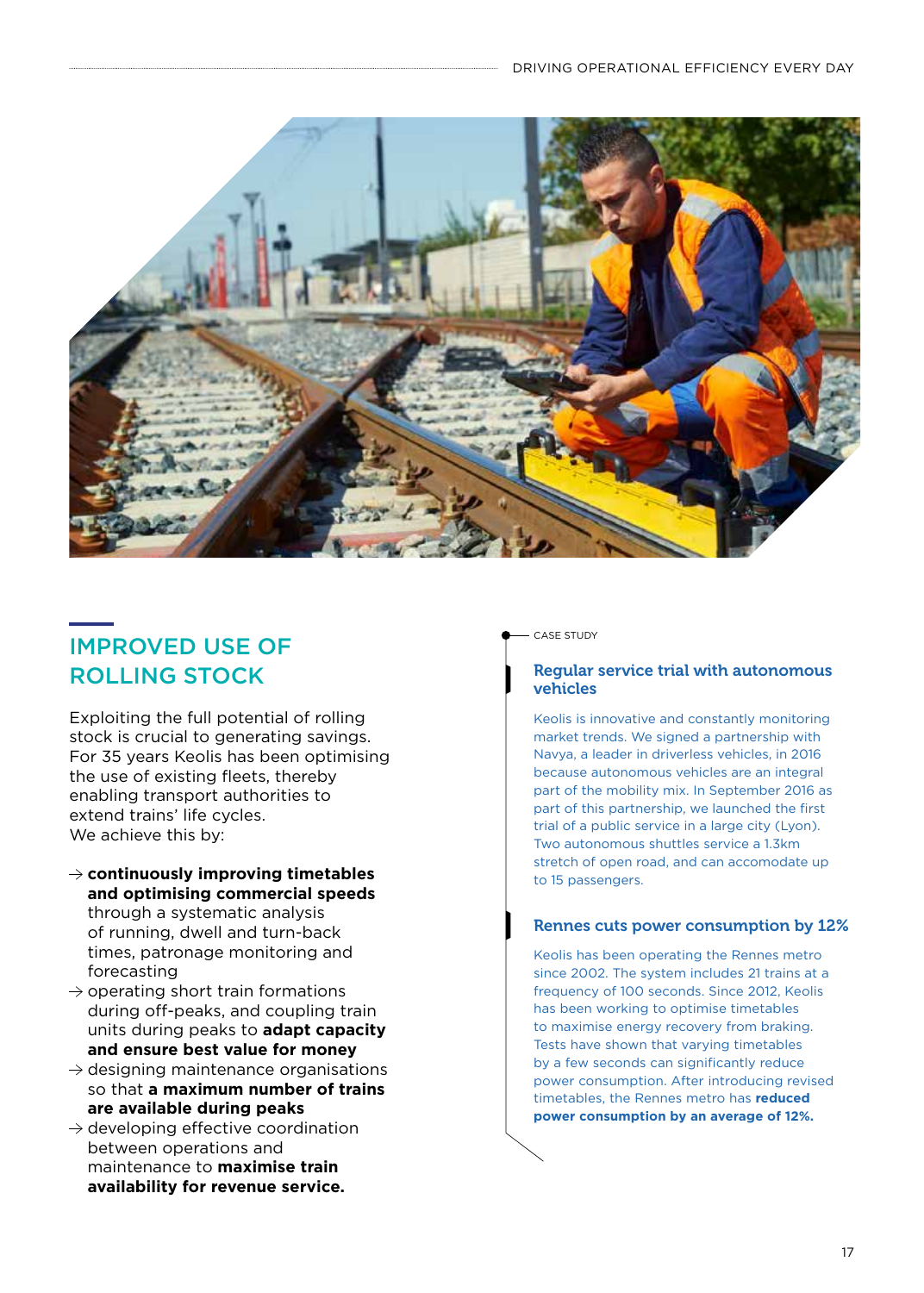## IMPROVED USE OF ROLLING STOCK

Exploiting the full potential of rolling stock is crucial to generating savings. For 35 years Keolis has been optimising the use of existing fleets, thereby enabling transport authorities to extend trains' life cycles.
We achieve this by:

- → **continuously improving timetables and optimising commercial speeds** through a systematic analysis of running, dwell and turn-back times, patronage monitoring and forecasting
- → operating short train formations during off-peaks, and coupling train units during peaks to **adapt capacity and ensure best value for money**
- → designing maintenance organisations so that **a maximum number of trains are available during peaks**
- → developing effective coordination between operations and maintenance to **maximise train availability for revenue service.**

CASE STUDY

### Regular service trial with autonomous vehicles

Keolis is innovative and constantly monitoring market trends. We signed a partnership with Navya, a leader in driverless vehicles, in 2016 because autonomous vehicles are an integral part of the mobility mix. In September 2016 as part of this partnership, we launched the first trial of a public service in a large city (Lyon). Two autonomous shuttles service a 1.3km stretch of open road, and can accomodate up to 15 passengers.

### Rennes cuts power consumption by 12%

Keolis has been operating the Rennes metro since 2002. The system includes 21 trains at a frequency of 100 seconds. Since 2012, Keolis has been working to optimise timetables to maximise energy recovery from braking. Tests have shown that varying timetables by a few seconds can significantly reduce power consumption. After introducing revised timetables, the Rennes metro has **reduced power consumption by an average of 12%.**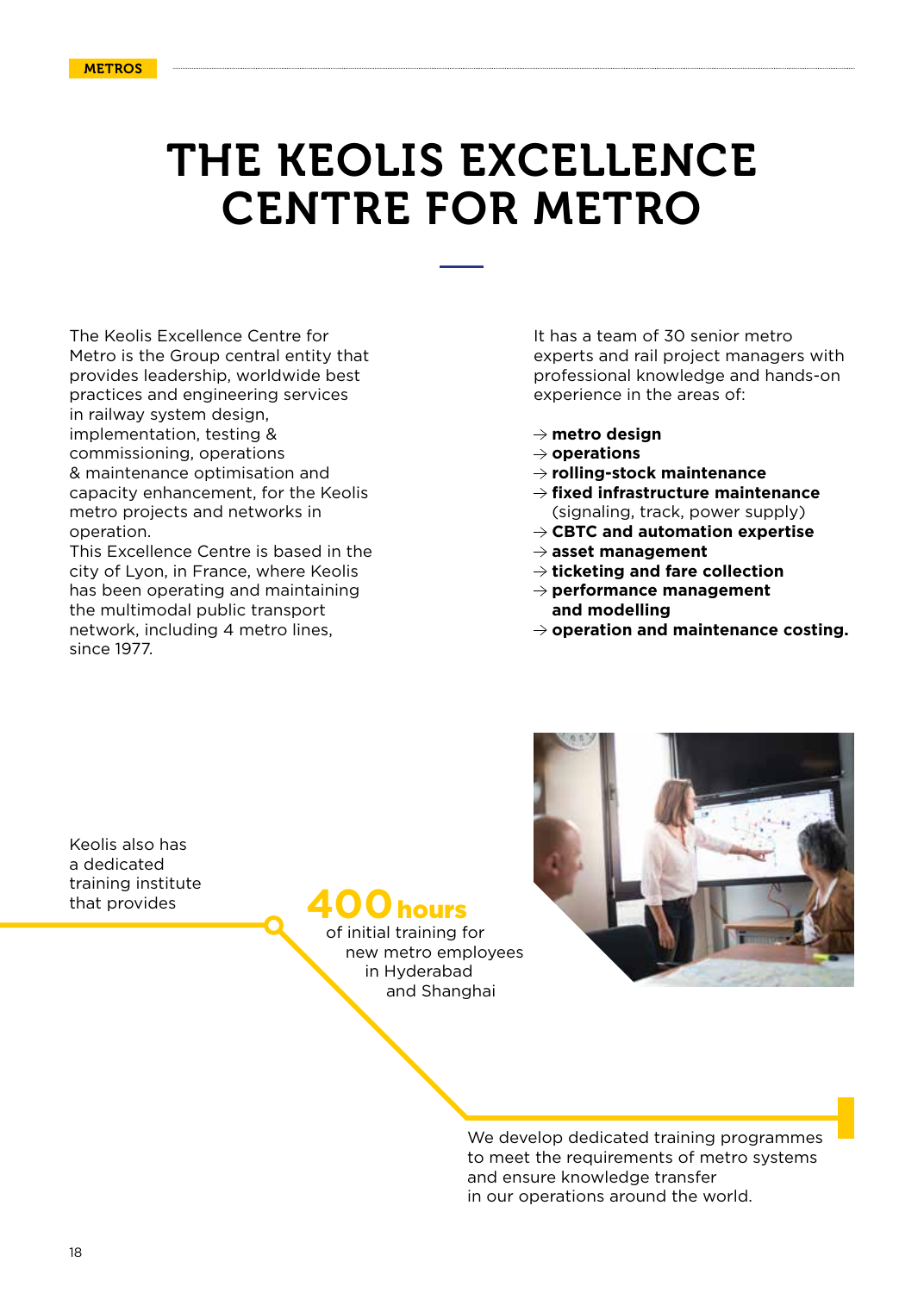METROS

# THE KEOLIS EXCELLENCE CENTRE FOR METRO

The Keolis Excellence Centre for Metro is the Group central entity that provides leadership, worldwide best practices and engineering services in railway system design, implementation, testing & commissioning, operations & maintenance optimisation and capacity enhancement, for the Keolis metro projects and networks in operation.
This Excellence Centre is based in the city of Lyon, in France, where Keolis has been operating and maintaining the multimodal public transport network, including 4 metro lines, since 1977.

It has a team of 30 senior metro experts and rail project managers with professional knowledge and hands-on experience in the areas of:

→ **metro design**
→ **operations**
→ **rolling-stock maintenance**
→ **fixed infrastructure maintenance** (signaling, track, power supply)
→ **CBTC and automation expertise**
→ **asset management**
→ **ticketing and fare collection**
→ **performance management and modelling**
→ **operation and maintenance costing.**

Keolis also has a dedicated training institute that provides

**400 hours** of initial training for new metro employees in Hyderabad and Shanghai

We develop dedicated training programmes to meet the requirements of metro systems and ensure knowledge transfer in our operations around the world.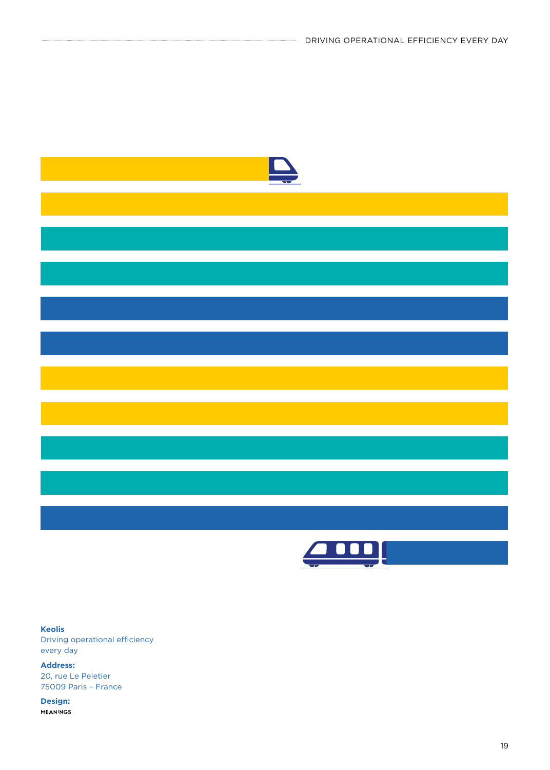**Keolis**
Driving operational efficiency every day

**Address:**
20, rue Le Peletier
75009 Paris – France

**Design:**
MEAN!NGS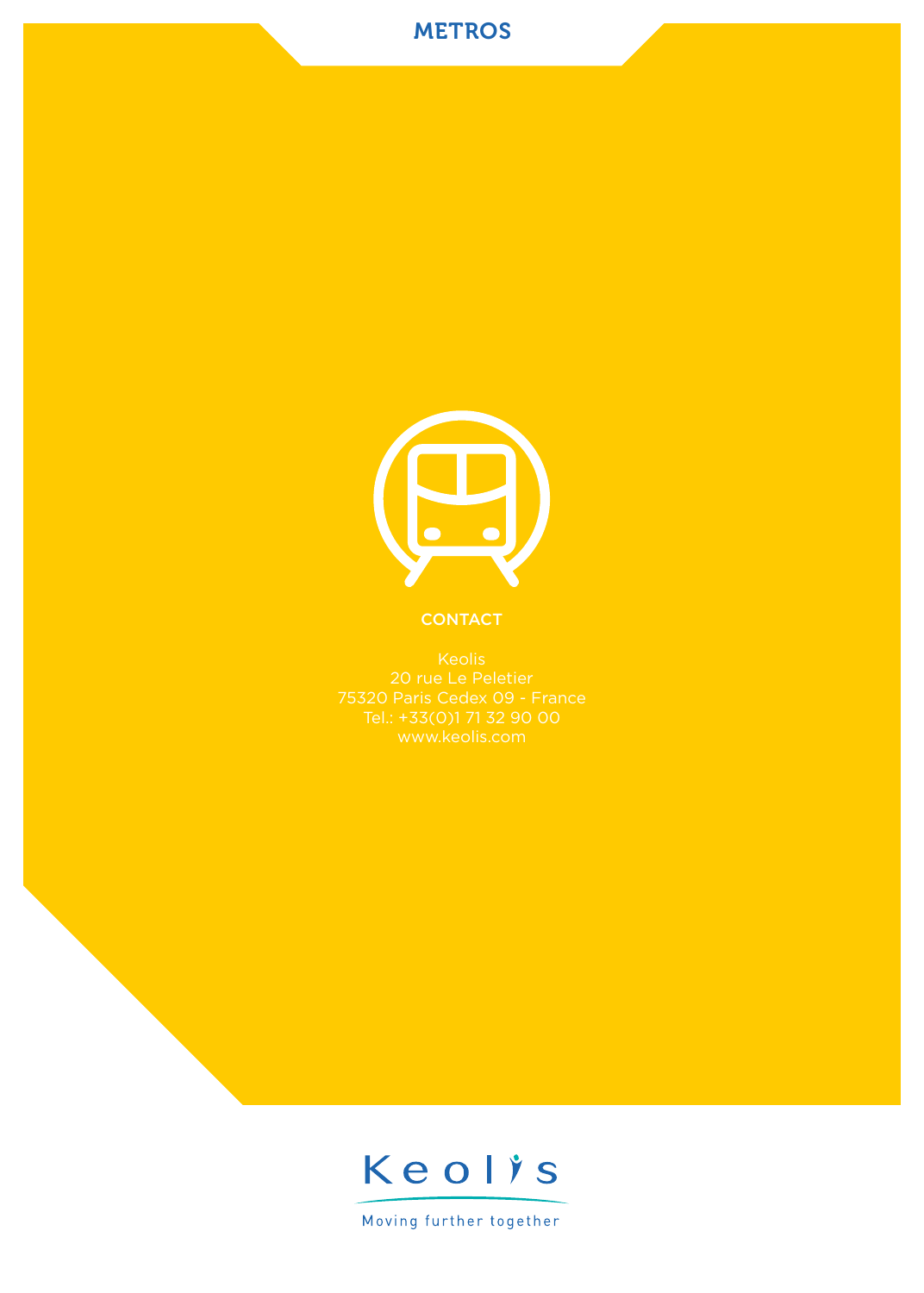# METROS

## CONTACT

Keolis
20 rue Le Peletier
75320 Paris Cedex 09 - France
Tel.: +33(0)1 71 32 90 00
www.keolis.com

Keolis
Moving further together